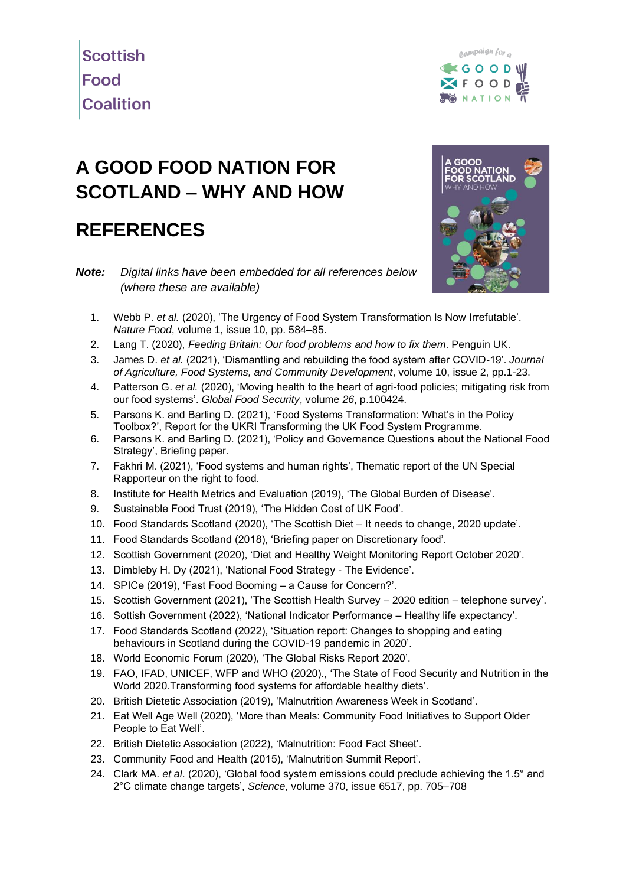Scottish
Food
Coalition

Campaign for a GOOD FOOD NATION

# A GOOD FOOD NATION FOR SCOTLAND – WHY AND HOW

# REFERENCES

***Note:*** *Digital links have been embedded for all references below (where these are available)*

1. Webb P. *et al.* (2020), 'The Urgency of Food System Transformation Is Now Irrefutable'. *Nature Food*, volume 1, issue 10, pp. 584–85.
2. Lang T. (2020), *Feeding Britain: Our food problems and how to fix them*. Penguin UK.
3. James D. *et al.* (2021), 'Dismantling and rebuilding the food system after COVID-19'. *Journal of Agriculture, Food Systems, and Community Development*, volume 10, issue 2, pp.1-23.
4. Patterson G. *et al.* (2020), 'Moving health to the heart of agri-food policies; mitigating risk from our food systems'. *Global Food Security*, volume *26*, p.100424.
5. Parsons K. and Barling D. (2021), 'Food Systems Transformation: What's in the Policy Toolbox?', Report for the UKRI Transforming the UK Food System Programme.
6. Parsons K. and Barling D. (2021), 'Policy and Governance Questions about the National Food Strategy', Briefing paper.
7. Fakhri M. (2021), 'Food systems and human rights', Thematic report of the UN Special Rapporteur on the right to food.
8. Institute for Health Metrics and Evaluation (2019), 'The Global Burden of Disease'.
9. Sustainable Food Trust (2019), 'The Hidden Cost of UK Food'.
10. Food Standards Scotland (2020), 'The Scottish Diet – It needs to change, 2020 update'.
11. Food Standards Scotland (2018), 'Briefing paper on Discretionary food'.
12. Scottish Government (2020), 'Diet and Healthy Weight Monitoring Report October 2020'.
13. Dimbleby H. Dy (2021), 'National Food Strategy - The Evidence'.
14. SPICe (2019), 'Fast Food Booming – a Cause for Concern?'.
15. Scottish Government (2021), 'The Scottish Health Survey – 2020 edition – telephone survey'.
16. Sottish Government (2022), 'National Indicator Performance – Healthy life expectancy'.
17. Food Standards Scotland (2022), 'Situation report: Changes to shopping and eating behaviours in Scotland during the COVID-19 pandemic in 2020'.
18. World Economic Forum (2020), 'The Global Risks Report 2020'.
19. FAO, IFAD, UNICEF, WFP and WHO (2020)., 'The State of Food Security and Nutrition in the World 2020.Transforming food systems for affordable healthy diets'.
20. British Dietetic Association (2019), 'Malnutrition Awareness Week in Scotland'.
21. Eat Well Age Well (2020), 'More than Meals: Community Food Initiatives to Support Older People to Eat Well'.
22. British Dietetic Association (2022), 'Malnutrition: Food Fact Sheet'.
23. Community Food and Health (2015), 'Malnutrition Summit Report'.
24. Clark MA. *et al*. (2020), 'Global food system emissions could preclude achieving the 1.5° and 2°C climate change targets', *Science*, volume 370, issue 6517, pp. 705–708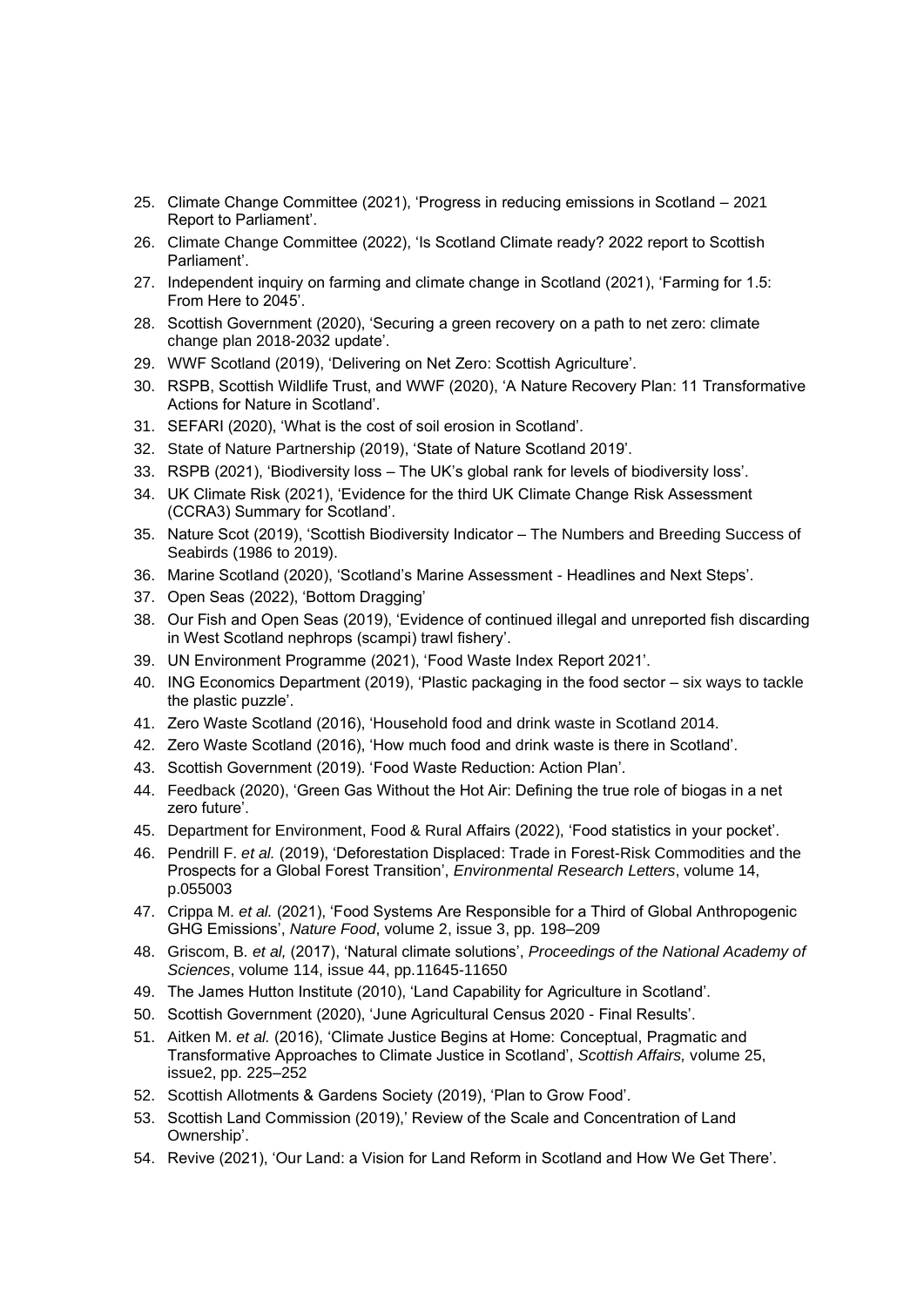25. Climate Change Committee (2021), 'Progress in reducing emissions in Scotland – 2021 Report to Parliament'.
26. Climate Change Committee (2022), 'Is Scotland Climate ready? 2022 report to Scottish Parliament'.
27. Independent inquiry on farming and climate change in Scotland (2021), 'Farming for 1.5: From Here to 2045'.
28. Scottish Government (2020), 'Securing a green recovery on a path to net zero: climate change plan 2018-2032 update'.
29. WWF Scotland (2019), 'Delivering on Net Zero: Scottish Agriculture'.
30. RSPB, Scottish Wildlife Trust, and WWF (2020), 'A Nature Recovery Plan: 11 Transformative Actions for Nature in Scotland'.
31. SEFARI (2020), 'What is the cost of soil erosion in Scotland'.
32. State of Nature Partnership (2019), 'State of Nature Scotland 2019'.
33. RSPB (2021), 'Biodiversity loss – The UK's global rank for levels of biodiversity loss'.
34. UK Climate Risk (2021), 'Evidence for the third UK Climate Change Risk Assessment (CCRA3) Summary for Scotland'.
35. Nature Scot (2019), 'Scottish Biodiversity Indicator – The Numbers and Breeding Success of Seabirds (1986 to 2019).
36. Marine Scotland (2020), 'Scotland's Marine Assessment - Headlines and Next Steps'.
37. Open Seas (2022), 'Bottom Dragging'
38. Our Fish and Open Seas (2019), 'Evidence of continued illegal and unreported fish discarding in West Scotland nephrops (scampi) trawl fishery'.
39. UN Environment Programme (2021), 'Food Waste Index Report 2021'.
40. ING Economics Department (2019), 'Plastic packaging in the food sector – six ways to tackle the plastic puzzle'.
41. Zero Waste Scotland (2016), 'Household food and drink waste in Scotland 2014.
42. Zero Waste Scotland (2016), 'How much food and drink waste is there in Scotland'.
43. Scottish Government (2019). 'Food Waste Reduction: Action Plan'.
44. Feedback (2020), 'Green Gas Without the Hot Air: Defining the true role of biogas in a net zero future'.
45. Department for Environment, Food & Rural Affairs (2022), 'Food statistics in your pocket'.
46. Pendrill F. *et al.* (2019), 'Deforestation Displaced: Trade in Forest-Risk Commodities and the Prospects for a Global Forest Transition', *Environmental Research Letters*, volume 14, p.055003
47. Crippa M. *et al.* (2021), 'Food Systems Are Responsible for a Third of Global Anthropogenic GHG Emissions', *Nature Food*, volume 2, issue 3, pp. 198–209
48. Griscom, B. *et al,* (2017), 'Natural climate solutions', *Proceedings of the National Academy of Sciences*, volume 114, issue 44, pp.11645-11650
49. The James Hutton Institute (2010), 'Land Capability for Agriculture in Scotland'.
50. Scottish Government (2020), 'June Agricultural Census 2020 - Final Results'.
51. Aitken M. *et al.* (2016), 'Climate Justice Begins at Home: Conceptual, Pragmatic and Transformative Approaches to Climate Justice in Scotland', *Scottish Affairs,* volume 25, issue2, pp. 225–252
52. Scottish Allotments & Gardens Society (2019), 'Plan to Grow Food'.
53. Scottish Land Commission (2019),' Review of the Scale and Concentration of Land Ownership'.
54. Revive (2021), 'Our Land: a Vision for Land Reform in Scotland and How We Get There'.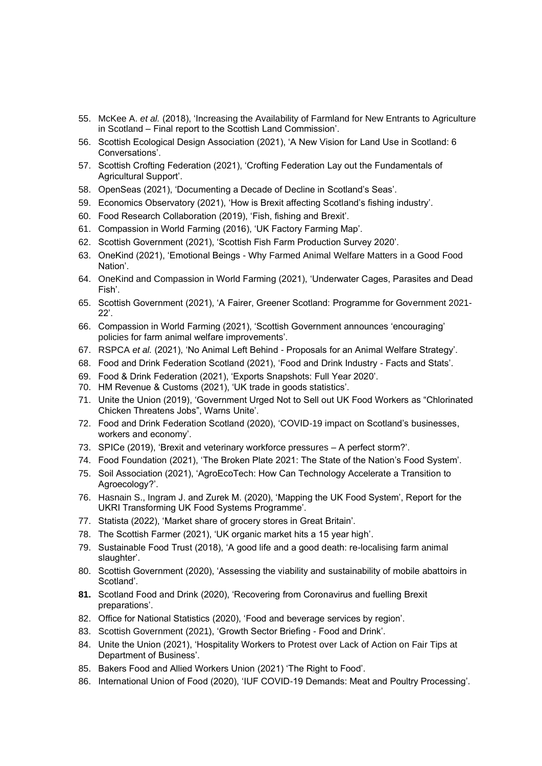55. McKee A. *et al.* (2018), 'Increasing the Availability of Farmland for New Entrants to Agriculture in Scotland – Final report to the Scottish Land Commission'.
56. Scottish Ecological Design Association (2021), 'A New Vision for Land Use in Scotland: 6 Conversations'.
57. Scottish Crofting Federation (2021), 'Crofting Federation Lay out the Fundamentals of Agricultural Support'.
58. OpenSeas (2021), 'Documenting a Decade of Decline in Scotland's Seas'.
59. Economics Observatory (2021), 'How is Brexit affecting Scotland's fishing industry'.
60. Food Research Collaboration (2019), 'Fish, fishing and Brexit'.
61. Compassion in World Farming (2016), 'UK Factory Farming Map'.
62. Scottish Government (2021), 'Scottish Fish Farm Production Survey 2020'.
63. OneKind (2021), 'Emotional Beings - Why Farmed Animal Welfare Matters in a Good Food Nation'.
64. OneKind and Compassion in World Farming (2021), 'Underwater Cages, Parasites and Dead Fish'.
65. Scottish Government (2021), 'A Fairer, Greener Scotland: Programme for Government 2021-22'.
66. Compassion in World Farming (2021), 'Scottish Government announces 'encouraging' policies for farm animal welfare improvements'.
67. RSPCA *et al.* (2021), 'No Animal Left Behind - Proposals for an Animal Welfare Strategy'.
68. Food and Drink Federation Scotland (2021), 'Food and Drink Industry - Facts and Stats'.
69. Food & Drink Federation (2021), 'Exports Snapshots: Full Year 2020'.
70. HM Revenue & Customs (2021), 'UK trade in goods statistics'.
71. Unite the Union (2019), 'Government Urged Not to Sell out UK Food Workers as "Chlorinated Chicken Threatens Jobs", Warns Unite'.
72. Food and Drink Federation Scotland (2020), 'COVID-19 impact on Scotland's businesses, workers and economy'.
73. SPICe (2019), 'Brexit and veterinary workforce pressures – A perfect storm?'.
74. Food Foundation (2021), 'The Broken Plate 2021: The State of the Nation's Food System'.
75. Soil Association (2021), 'AgroEcoTech: How Can Technology Accelerate a Transition to Agroecology?'.
76. Hasnain S., Ingram J. and Zurek M. (2020), 'Mapping the UK Food System', Report for the UKRI Transforming UK Food Systems Programme'.
77. Statista (2022), 'Market share of grocery stores in Great Britain'.
78. The Scottish Farmer (2021), 'UK organic market hits a 15 year high'.
79. Sustainable Food Trust (2018), 'A good life and a good death: re-localising farm animal slaughter'.
80. Scottish Government (2020), 'Assessing the viability and sustainability of mobile abattoirs in Scotland'.
81. Scotland Food and Drink (2020), 'Recovering from Coronavirus and fuelling Brexit preparations'.
82. Office for National Statistics (2020), 'Food and beverage services by region'.
83. Scottish Government (2021), 'Growth Sector Briefing - Food and Drink'.
84. Unite the Union (2021), 'Hospitality Workers to Protest over Lack of Action on Fair Tips at Department of Business'.
85. Bakers Food and Allied Workers Union (2021) 'The Right to Food'.
86. International Union of Food (2020), 'IUF COVID-19 Demands: Meat and Poultry Processing'.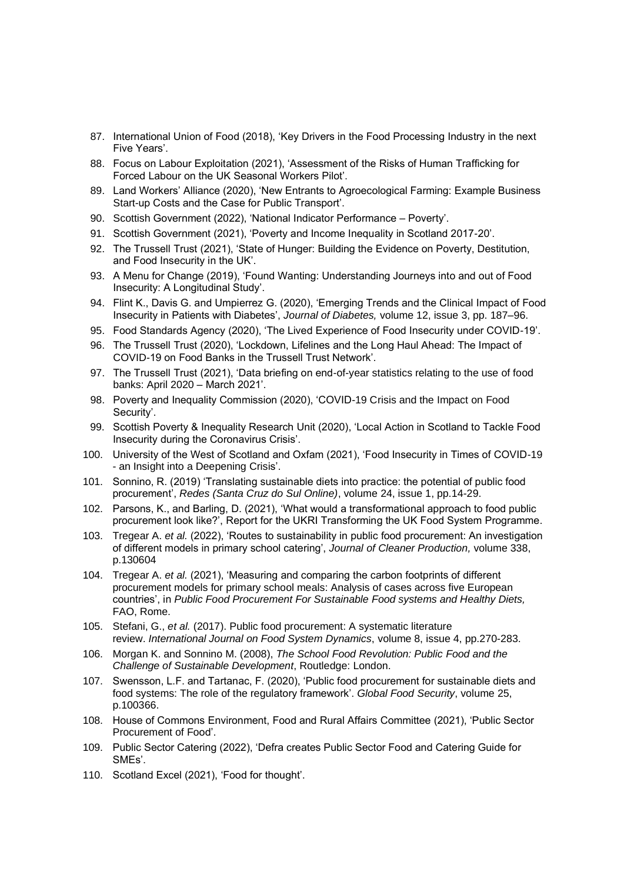87. International Union of Food (2018), 'Key Drivers in the Food Processing Industry in the next Five Years'.
88. Focus on Labour Exploitation (2021), 'Assessment of the Risks of Human Trafficking for Forced Labour on the UK Seasonal Workers Pilot'.
89. Land Workers' Alliance (2020), 'New Entrants to Agroecological Farming: Example Business Start-up Costs and the Case for Public Transport'.
90. Scottish Government (2022), 'National Indicator Performance – Poverty'.
91. Scottish Government (2021), 'Poverty and Income Inequality in Scotland 2017-20'.
92. The Trussell Trust (2021), 'State of Hunger: Building the Evidence on Poverty, Destitution, and Food Insecurity in the UK'.
93. A Menu for Change (2019), 'Found Wanting: Understanding Journeys into and out of Food Insecurity: A Longitudinal Study'.
94. Flint K., Davis G. and Umpierrez G. (2020), 'Emerging Trends and the Clinical Impact of Food Insecurity in Patients with Diabetes', *Journal of Diabetes,* volume 12, issue 3, pp. 187–96.
95. Food Standards Agency (2020), 'The Lived Experience of Food Insecurity under COVID-19'.
96. The Trussell Trust (2020), 'Lockdown, Lifelines and the Long Haul Ahead: The Impact of COVID-19 on Food Banks in the Trussell Trust Network'.
97. The Trussell Trust (2021), 'Data briefing on end-of-year statistics relating to the use of food banks: April 2020 – March 2021'.
98. Poverty and Inequality Commission (2020), 'COVID-19 Crisis and the Impact on Food Security'.
99. Scottish Poverty & Inequality Research Unit (2020), 'Local Action in Scotland to Tackle Food Insecurity during the Coronavirus Crisis'.
100. University of the West of Scotland and Oxfam (2021), 'Food Insecurity in Times of COVID-19 - an Insight into a Deepening Crisis'.
101. Sonnino, R. (2019) 'Translating sustainable diets into practice: the potential of public food procurement', *Redes (Santa Cruz do Sul Online)*, volume 24, issue 1, pp.14-29.
102. Parsons, K., and Barling, D. (2021), 'What would a transformational approach to food public procurement look like?', Report for the UKRI Transforming the UK Food System Programme.
103. Tregear A. *et al.* (2022), 'Routes to sustainability in public food procurement: An investigation of different models in primary school catering', *Journal of Cleaner Production,* volume 338, p.130604
104. Tregear A. *et al.* (2021), 'Measuring and comparing the carbon footprints of different procurement models for primary school meals: Analysis of cases across five European countries', in *Public Food Procurement For Sustainable Food systems and Healthy Diets,* FAO, Rome.
105. Stefani, G., *et al.* (2017). Public food procurement: A systematic literature review. *International Journal on Food System Dynamics*, volume 8, issue 4, pp.270-283.
106. Morgan K. and Sonnino M. (2008), *The School Food Revolution: Public Food and the Challenge of Sustainable Development*, Routledge: London.
107. Swensson, L.F. and Tartanac, F. (2020), 'Public food procurement for sustainable diets and food systems: The role of the regulatory framework'. *Global Food Security*, volume 25, p.100366.
108. House of Commons Environment, Food and Rural Affairs Committee (2021), 'Public Sector Procurement of Food'.
109. Public Sector Catering (2022), 'Defra creates Public Sector Food and Catering Guide for SMEs'.
110. Scotland Excel (2021), 'Food for thought'.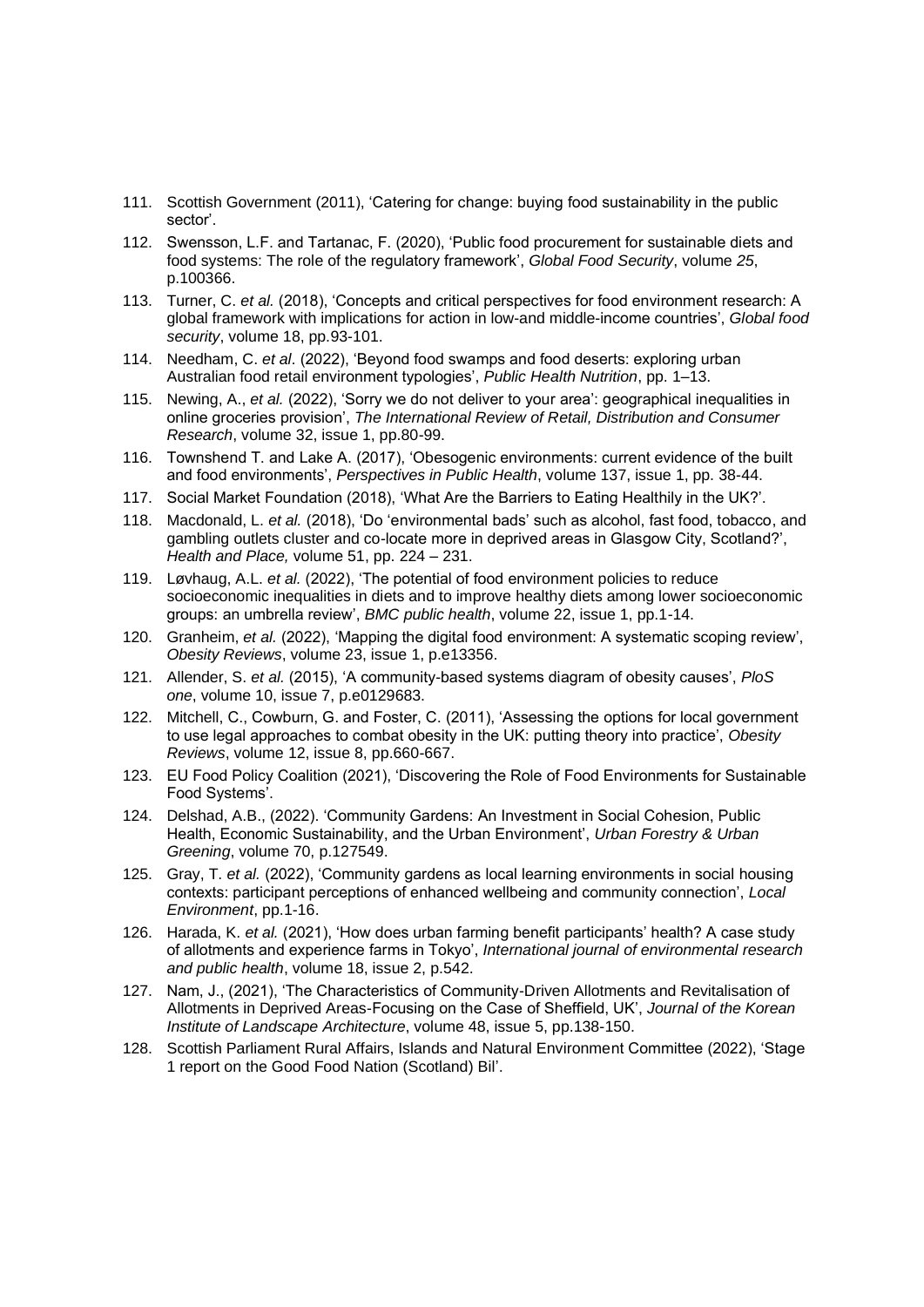111. Scottish Government (2011), 'Catering for change: buying food sustainability in the public sector'.
112. Swensson, L.F. and Tartanac, F. (2020), 'Public food procurement for sustainable diets and food systems: The role of the regulatory framework', *Global Food Security*, volume *25*, p.100366.
113. Turner, C. *et al.* (2018), 'Concepts and critical perspectives for food environment research: A global framework with implications for action in low-and middle-income countries', *Global food security*, volume 18, pp.93-101.
114. Needham, C. *et al*. (2022), 'Beyond food swamps and food deserts: exploring urban Australian food retail environment typologies', *Public Health Nutrition*, pp. 1–13.
115. Newing, A., *et al.* (2022), 'Sorry we do not deliver to your area': geographical inequalities in online groceries provision', *The International Review of Retail, Distribution and Consumer Research*, volume 32, issue 1, pp.80-99.
116. Townshend T. and Lake A. (2017), 'Obesogenic environments: current evidence of the built and food environments', *Perspectives in Public Health*, volume 137, issue 1, pp. 38-44.
117. Social Market Foundation (2018), 'What Are the Barriers to Eating Healthily in the UK?'.
118. Macdonald, L. *et al.* (2018), 'Do 'environmental bads' such as alcohol, fast food, tobacco, and gambling outlets cluster and co-locate more in deprived areas in Glasgow City, Scotland?', *Health and Place,* volume 51, pp. 224 – 231.
119. Løvhaug, A.L. *et al.* (2022), 'The potential of food environment policies to reduce socioeconomic inequalities in diets and to improve healthy diets among lower socioeconomic groups: an umbrella review', *BMC public health*, volume 22, issue 1, pp.1-14.
120. Granheim, *et al.* (2022), 'Mapping the digital food environment: A systematic scoping review', *Obesity Reviews*, volume 23, issue 1, p.e13356.
121. Allender, S. *et al.* (2015), 'A community-based systems diagram of obesity causes', *PloS one*, volume 10, issue 7, p.e0129683.
122. Mitchell, C., Cowburn, G. and Foster, C. (2011), 'Assessing the options for local government to use legal approaches to combat obesity in the UK: putting theory into practice', *Obesity Reviews*, volume 12, issue 8, pp.660-667.
123. EU Food Policy Coalition (2021), 'Discovering the Role of Food Environments for Sustainable Food Systems'.
124. Delshad, A.B., (2022). 'Community Gardens: An Investment in Social Cohesion, Public Health, Economic Sustainability, and the Urban Environment', *Urban Forestry & Urban Greening*, volume 70, p.127549.
125. Gray, T. *et al.* (2022), 'Community gardens as local learning environments in social housing contexts: participant perceptions of enhanced wellbeing and community connection', *Local Environment*, pp.1-16.
126. Harada, K. *et al.* (2021), 'How does urban farming benefit participants' health? A case study of allotments and experience farms in Tokyo', *International journal of environmental research and public health*, volume 18, issue 2, p.542.
127. Nam, J., (2021), 'The Characteristics of Community-Driven Allotments and Revitalisation of Allotments in Deprived Areas-Focusing on the Case of Sheffield, UK', *Journal of the Korean Institute of Landscape Architecture*, volume 48, issue 5, pp.138-150.
128. Scottish Parliament Rural Affairs, Islands and Natural Environment Committee (2022), 'Stage 1 report on the Good Food Nation (Scotland) Bil'.